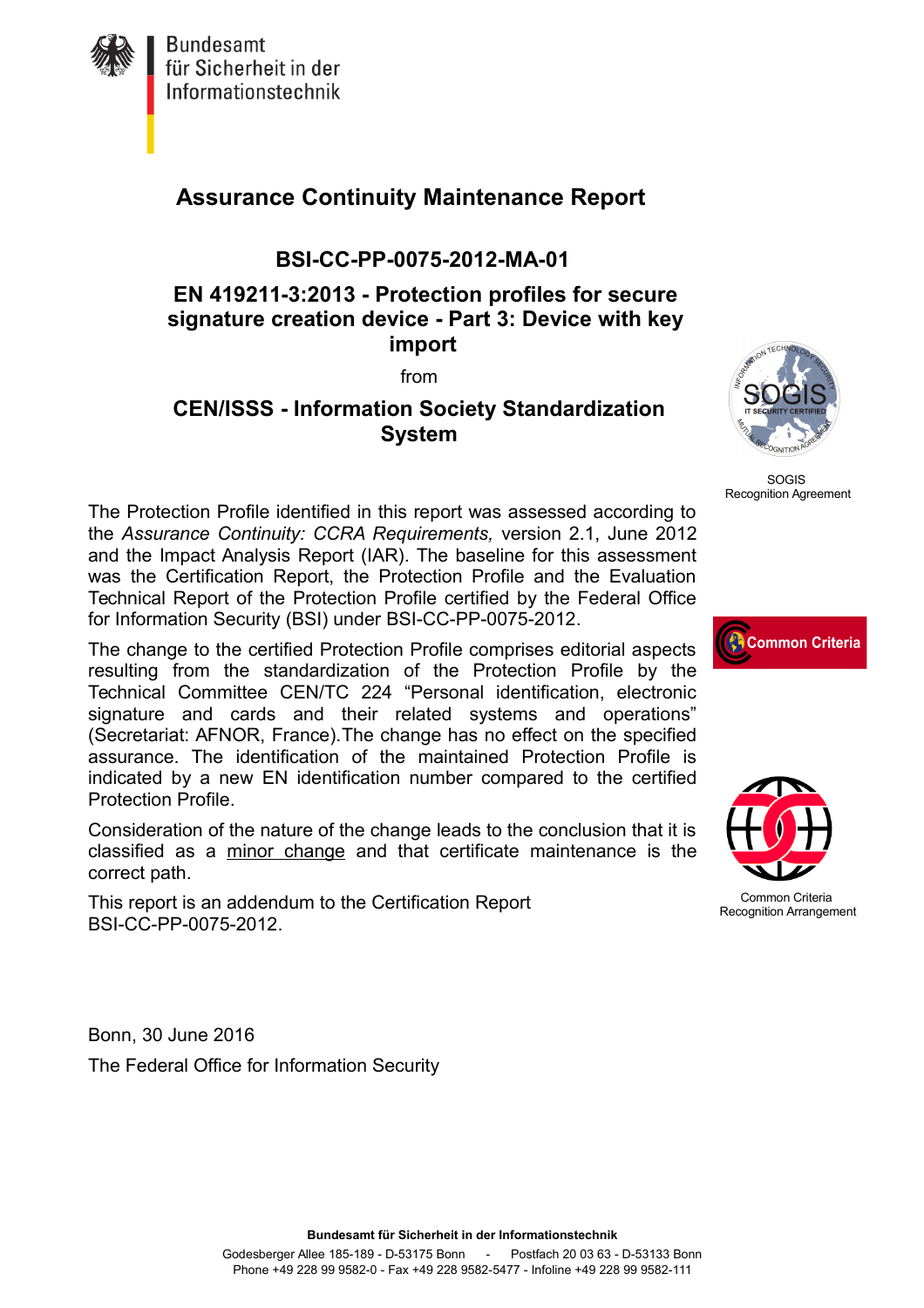Bundesamt
für Sicherheit in der
Informationstechnik

# Assurance Continuity Maintenance Report

## BSI-CC-PP-0075-2012-MA-01

## EN 419211-3:2013 - Protection profiles for secure signature creation device - Part 3: Device with key import

from

## CEN/ISSS - Information Society Standardization System

SOGIS
Recognition Agreement

Common Criteria

Common Criteria
Recognition Arrangement

The Protection Profile identified in this report was assessed according to the *Assurance Continuity: CCRA Requirements,* version 2.1, June 2012 and the Impact Analysis Report (IAR). The baseline for this assessment was the Certification Report, the Protection Profile and the Evaluation Technical Report of the Protection Profile certified by the Federal Office for Information Security (BSI) under BSI-CC-PP-0075-2012.

The change to the certified Protection Profile comprises editorial aspects resulting from the standardization of the Protection Profile by the Technical Committee CEN/TC 224 "Personal identification, electronic signature and cards and their related systems and operations" (Secretariat: AFNOR, France).The change has no effect on the specified assurance. The identification of the maintained Protection Profile is indicated by a new EN identification number compared to the certified Protection Profile.

Consideration of the nature of the change leads to the conclusion that it is classified as a minor change and that certificate maintenance is the correct path.

This report is an addendum to the Certification Report BSI-CC-PP-0075-2012.

Bonn, 30 June 2016

The Federal Office for Information Security

**Bundesamt für Sicherheit in der Informationstechnik**

Godesberger Allee 185-189 - D-53175 Bonn - Postfach 20 03 63 - D-53133 Bonn
Phone +49 228 99 9582-0 - Fax +49 228 9582-5477 - Infoline +49 228 99 9582-111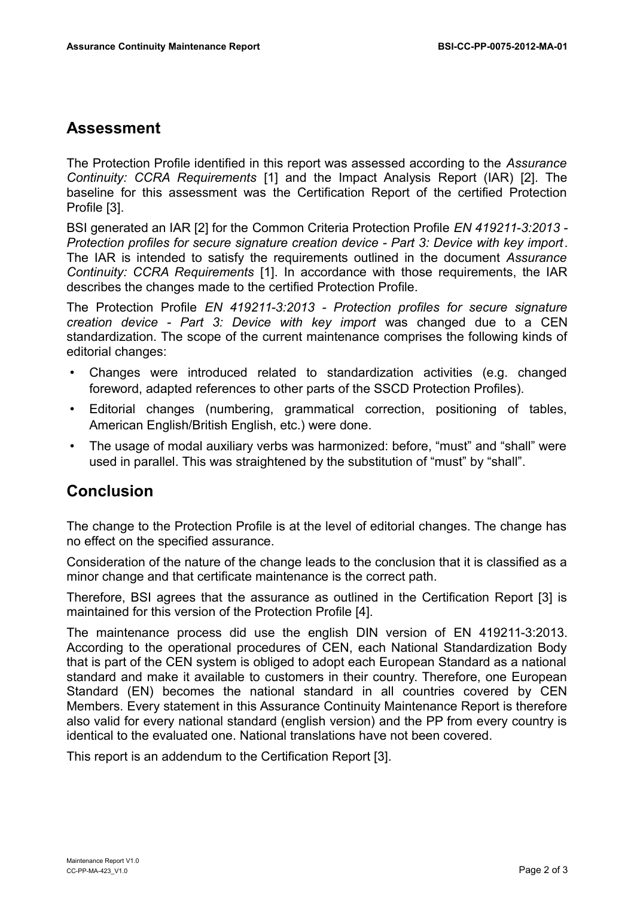## Assessment

The Protection Profile identified in this report was assessed according to the *Assurance Continuity: CCRA Requirements* [1] and the Impact Analysis Report (IAR) [2]. The baseline for this assessment was the Certification Report of the certified Protection Profile [3].

BSI generated an IAR [2] for the Common Criteria Protection Profile *EN 419211-3:2013 - Protection profiles for secure signature creation device - Part 3: Device with key import*. The IAR is intended to satisfy the requirements outlined in the document *Assurance Continuity: CCRA Requirements* [1]. In accordance with those requirements, the IAR describes the changes made to the certified Protection Profile.

The Protection Profile *EN 419211-3:2013 - Protection profiles for secure signature creation device - Part 3: Device with key import* was changed due to a CEN standardization. The scope of the current maintenance comprises the following kinds of editorial changes:

- Changes were introduced related to standardization activities (e.g. changed foreword, adapted references to other parts of the SSCD Protection Profiles).
- Editorial changes (numbering, grammatical correction, positioning of tables, American English/British English, etc.) were done.
- The usage of modal auxiliary verbs was harmonized: before, "must" and "shall" were used in parallel. This was straightened by the substitution of "must" by "shall".

## Conclusion

The change to the Protection Profile is at the level of editorial changes. The change has no effect on the specified assurance.

Consideration of the nature of the change leads to the conclusion that it is classified as a minor change and that certificate maintenance is the correct path.

Therefore, BSI agrees that the assurance as outlined in the Certification Report [3] is maintained for this version of the Protection Profile [4].

The maintenance process did use the english DIN version of EN 419211-3:2013. According to the operational procedures of CEN, each National Standardization Body that is part of the CEN system is obliged to adopt each European Standard as a national standard and make it available to customers in their country. Therefore, one European Standard (EN) becomes the national standard in all countries covered by CEN Members. Every statement in this Assurance Continuity Maintenance Report is therefore also valid for every national standard (english version) and the PP from every country is identical to the evaluated one. National translations have not been covered.

This report is an addendum to the Certification Report [3].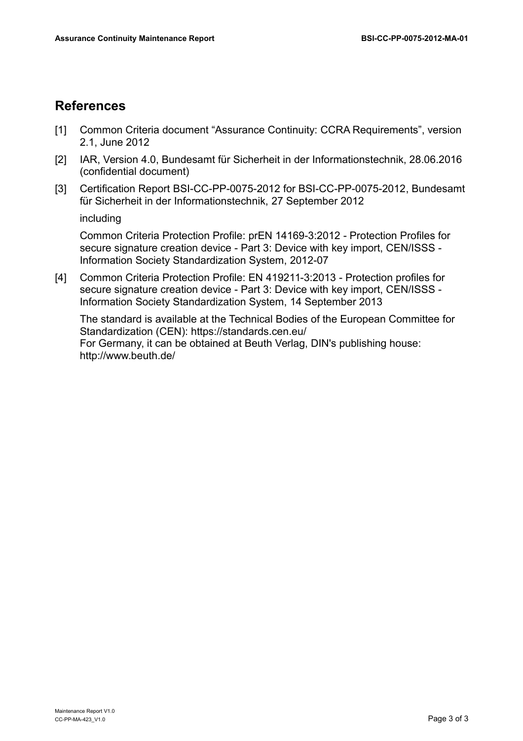## References

[1] Common Criteria document "Assurance Continuity: CCRA Requirements", version 2.1, June 2012

[2] IAR, Version 4.0, Bundesamt für Sicherheit in der Informationstechnik, 28.06.2016 (confidential document)

[3] Certification Report BSI-CC-PP-0075-2012 for BSI-CC-PP-0075-2012, Bundesamt für Sicherheit in der Informationstechnik, 27 September 2012

    including

    Common Criteria Protection Profile: prEN 14169-3:2012 - Protection Profiles for secure signature creation device - Part 3: Device with key import, CEN/ISSS - Information Society Standardization System, 2012-07

[4] Common Criteria Protection Profile: EN 419211-3:2013 - Protection profiles for secure signature creation device - Part 3: Device with key import, CEN/ISSS - Information Society Standardization System, 14 September 2013

    The standard is available at the Technical Bodies of the European Committee for Standardization (CEN): https://standards.cen.eu/
    For Germany, it can be obtained at Beuth Verlag, DIN's publishing house: http://www.beuth.de/